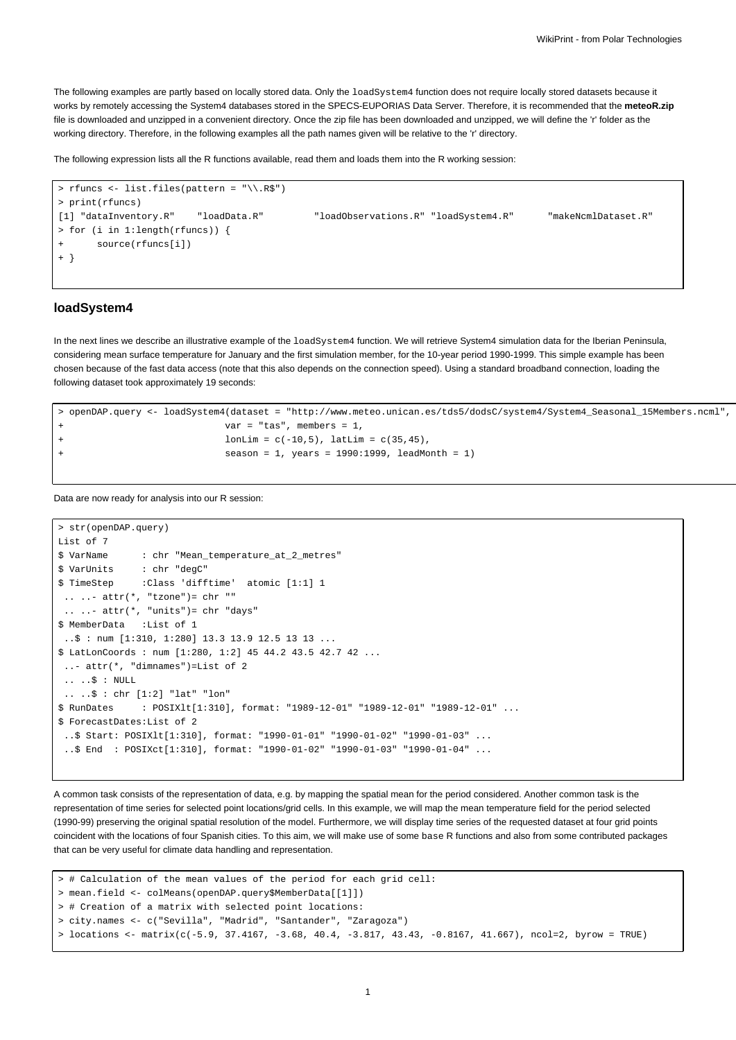The following examples are partly based on locally stored data. Only the `loadSystem4` function does not require locally stored datasets because it works by remotely accessing the System4 databases stored in the SPECS-EUPORIAS Data Server. Therefore, it is recommended that the **meteoR.zip** file is downloaded and unzipped in a convenient directory. Once the zip file has been downloaded and unzipped, we will define the 'r' folder as the working directory. Therefore, in the following examples all the path names given will be relative to the 'r' directory.

The following expression lists all the R functions available, read them and loads them into the R working session:

```
> rfuncs <- list.files(pattern = "\\.R$")
> print(rfuncs)
[1] "dataInventory.R"    "loadData.R"         "loadObservations.R" "loadSystem4.R"      "makeNcmlDataset.R"
> for (i in 1:length(rfuncs)) {
+      source(rfuncs[i])
+ }
```

## loadSystem4

In the next lines we describe an illustrative example of the `loadSystem4` function. We will retrieve System4 simulation data for the Iberian Peninsula, considering mean surface temperature for January and the first simulation member, for the 10-year period 1990-1999. This simple example has been chosen because of the fast data access (note that this also depends on the connection speed). Using a standard broadband connection, loading the following dataset took approximately 19 seconds:

```
> openDAP.query <- loadSystem4(dataset = "http://www.meteo.unican.es/tds5/dodsC/system4/System4_Seasonal_15Members.ncml",
+                             var = "tas", members = 1,
+                             lonLim = c(-10,5), latLim = c(35,45),
+                             season = 1, years = 1990:1999, leadMonth = 1)
```

Data are now ready for analysis into our R session:

```
> str(openDAP.query)
List of 7
$ VarName      : chr "Mean_temperature_at_2_metres"
$ VarUnits     : chr "degC"
$ TimeStep     :Class 'difftime'  atomic [1:1] 1
 .. ..- attr(*, "tzone")= chr ""
 .. ..- attr(*, "units")= chr "days"
$ MemberData   :List of 1
 ..$ : num [1:310, 1:280] 13.3 13.9 12.5 13 13 ...
$ LatLonCoords : num [1:280, 1:2] 45 44.2 43.5 42.7 42 ...
 ..- attr(*, "dimnames")=List of 2
 .. ..$ : NULL
 .. ..$ : chr [1:2] "lat" "lon"
$ RunDates     : POSIXlt[1:310], format: "1989-12-01" "1989-12-01" "1989-12-01" ...
$ ForecastDates:List of 2
 ..$ Start: POSIXlt[1:310], format: "1990-01-01" "1990-01-02" "1990-01-03" ...
 ..$ End  : POSIXct[1:310], format: "1990-01-02" "1990-01-03" "1990-01-04" ...
```

A common task consists of the representation of data, e.g. by mapping the spatial mean for the period considered. Another common task is the representation of time series for selected point locations/grid cells. In this example, we will map the mean temperature field for the period selected (1990-99) preserving the original spatial resolution of the model. Furthermore, we will display time series of the requested dataset at four grid points coincident with the locations of four Spanish cities. To this aim, we will make use of some `base` R functions and also from some contributed packages that can be very useful for climate data handling and representation.

```
> # Calculation of the mean values of the period for each grid cell:
> mean.field <- colMeans(openDAP.query$MemberData[[1]])
> # Creation of a matrix with selected point locations:
> city.names <- c("Sevilla", "Madrid", "Santander", "Zaragoza")
> locations <- matrix(c(-5.9, 37.4167, -3.68, 40.4, -3.817, 43.43, -0.8167, 41.667), ncol=2, byrow = TRUE)
```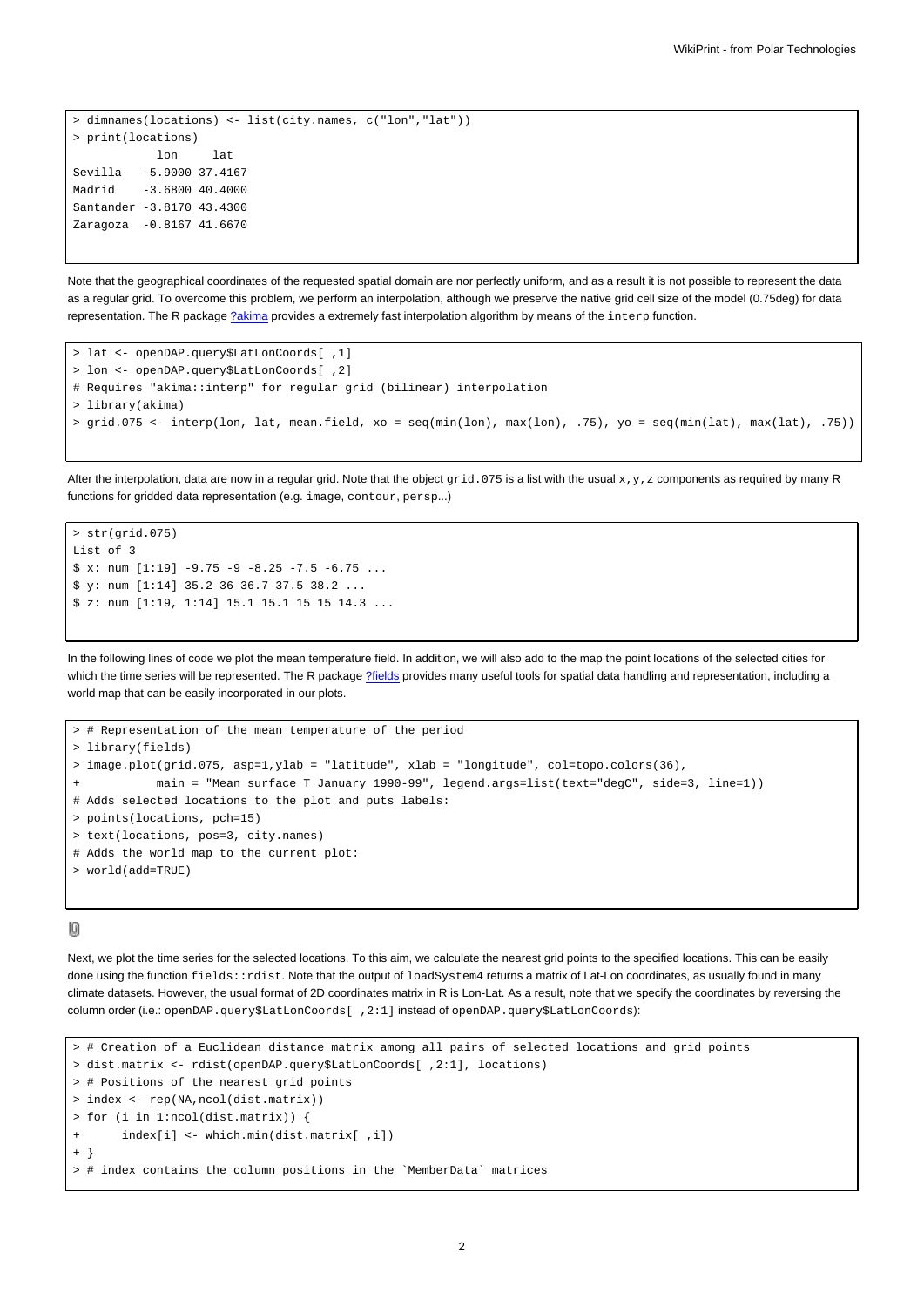```
> dimnames(locations) <- list(city.names, c("lon","lat"))
> print(locations)
             lon     lat
Sevilla   -5.9000 37.4167
Madrid    -3.6800 40.4000
Santander -3.8170 43.4300
Zaragoza  -0.8167 41.6670
```

Note that the geographical coordinates of the requested spatial domain are nor perfectly uniform, and as a result it is not possible to represent the data as a regular grid. To overcome this problem, we perform an interpolation, although we preserve the native grid cell size of the model (0.75deg) for data representation. The R package ?akima provides a extremely fast interpolation algorithm by means of the `interp` function.

```
> lat <- openDAP.query$LatLonCoords[ ,1]
> lon <- openDAP.query$LatLonCoords[ ,2]
# Requires "akima::interp" for regular grid (bilinear) interpolation
> library(akima)
> grid.075 <- interp(lon, lat, mean.field, xo = seq(min(lon), max(lon), .75), yo = seq(min(lat), max(lat), .75))
```

After the interpolation, data are now in a regular grid. Note that the object `grid.075` is a list with the usual `x,y,z` components as required by many R functions for gridded data representation (e.g. `image`, `contour`, `persp`...)

```
> str(grid.075)
List of 3
$ x: num [1:19] -9.75 -9 -8.25 -7.5 -6.75 ...
$ y: num [1:14] 35.2 36 36.7 37.5 38.2 ...
$ z: num [1:19, 1:14] 15.1 15.1 15 15 14.3 ...
```

In the following lines of code we plot the mean temperature field. In addition, we will also add to the map the point locations of the selected cities for which the time series will be represented. The R package ?fields provides many useful tools for spatial data handling and representation, including a world map that can be easily incorporated in our plots.

```
> # Representation of the mean temperature of the period
> library(fields)
> image.plot(grid.075, asp=1,ylab = "latitude", xlab = "longitude", col=topo.colors(36),
+           main = "Mean surface T January 1990-99", legend.args=list(text="degC", side=3, line=1))
# Adds selected locations to the plot and puts labels:
> points(locations, pch=15)
> text(locations, pos=3, city.names)
# Adds the world map to the current plot:
> world(add=TRUE)
```

Next, we plot the time series for the selected locations. To this aim, we calculate the nearest grid points to the specified locations. This can be easily done using the function `fields::rdist`. Note that the output of `loadSystem4` returns a matrix of Lat-Lon coordinates, as usually found in many climate datasets. However, the usual format of 2D coordinates matrix in R is Lon-Lat. As a result, note that we specify the coordinates by reversing the column order (i.e.: `openDAP.query$LatLonCoords[ ,2:1]` instead of `openDAP.query$LatLonCoords`):

```
> # Creation of a Euclidean distance matrix among all pairs of selected locations and grid points
> dist.matrix <- rdist(openDAP.query$LatLonCoords[ ,2:1], locations)
> # Positions of the nearest grid points
> index <- rep(NA,ncol(dist.matrix))
> for (i in 1:ncol(dist.matrix)) {
+      index[i] <- which.min(dist.matrix[ ,i])
+ }
> # index contains the column positions in the `MemberData` matrices
```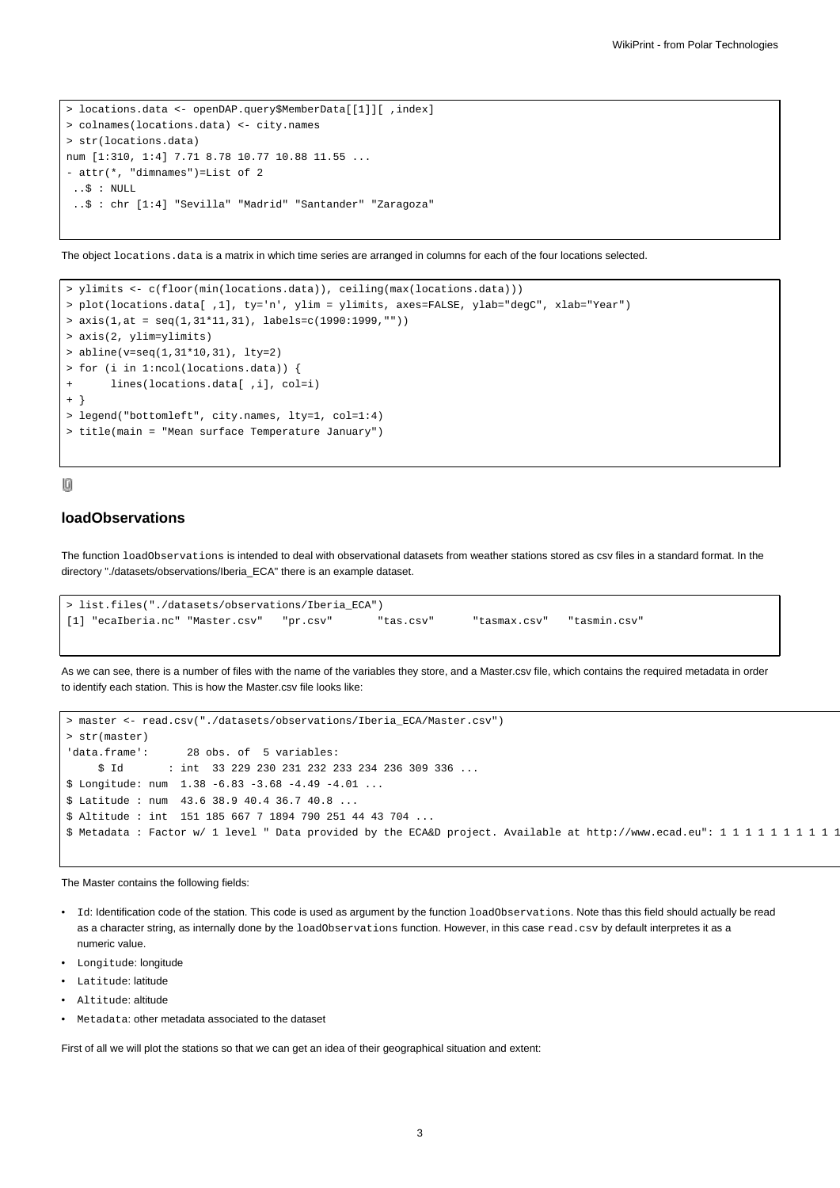```
> locations.data <- openDAP.query$MemberData[[1]][ ,index]
> colnames(locations.data) <- city.names
> str(locations.data)
num [1:310, 1:4] 7.71 8.78 10.77 10.88 11.55 ...
- attr(*, "dimnames")=List of 2
 ..$ : NULL
 ..$ : chr [1:4] "Sevilla" "Madrid" "Santander" "Zaragoza"
```

The object `locations.data` is a matrix in which time series are arranged in columns for each of the four locations selected.

```
> ylimits <- c(floor(min(locations.data)), ceiling(max(locations.data)))
> plot(locations.data[ ,1], ty='n', ylim = ylimits, axes=FALSE, ylab="degC", xlab="Year")
> axis(1,at = seq(1,31*11,31), labels=c(1990:1999,""))
> axis(2, ylim=ylimits)
> abline(v=seq(1,31*10,31), lty=2)
> for (i in 1:ncol(locations.data)) {
+      lines(locations.data[ ,i], col=i)
+ }
> legend("bottomleft", city.names, lty=1, col=1:4)
> title(main = "Mean surface Temperature January")
```

## loadObservations

The function `loadObservations` is intended to deal with observational datasets from weather stations stored as csv files in a standard format. In the directory "./datasets/observations/Iberia_ECA" there is an example dataset.

```
> list.files("./datasets/observations/Iberia_ECA")
[1] "ecaIberia.nc" "Master.csv"   "pr.csv"       "tas.csv"      "tasmax.csv"   "tasmin.csv"
```

As we can see, there is a number of files with the name of the variables they store, and a Master.csv file, which contains the required metadata in order to identify each station. This is how the Master.csv file looks like:

```
> master <- read.csv("./datasets/observations/Iberia_ECA/Master.csv")
> str(master)
'data.frame':      28 obs. of  5 variables:
     $ Id       : int  33 229 230 231 232 233 234 236 309 336 ...
$ Longitude: num  1.38 -6.83 -3.68 -4.49 -4.01 ...
$ Latitude : num  43.6 38.9 40.4 36.7 40.8 ...
$ Altitude : int  151 185 667 7 1894 790 251 44 43 704 ...
$ Metadata : Factor w/ 1 level " Data provided by the ECA&D project. Available at http://www.ecad.eu": 1 1 1 1 1 1 1 1 1
```

The Master contains the following fields:

- `Id`: Identification code of the station. This code is used as argument by the function `loadObservations`. Note thas this field should actually be read as a character string, as internally done by the `loadObservations` function. However, in this case `read.csv` by default interpretes it as a numeric value.
- `Longitude`: longitude
- `Latitude`: latitude
- `Altitude`: altitude
- `Metadata`: other metadata associated to the dataset

First of all we will plot the stations so that we can get an idea of their geographical situation and extent: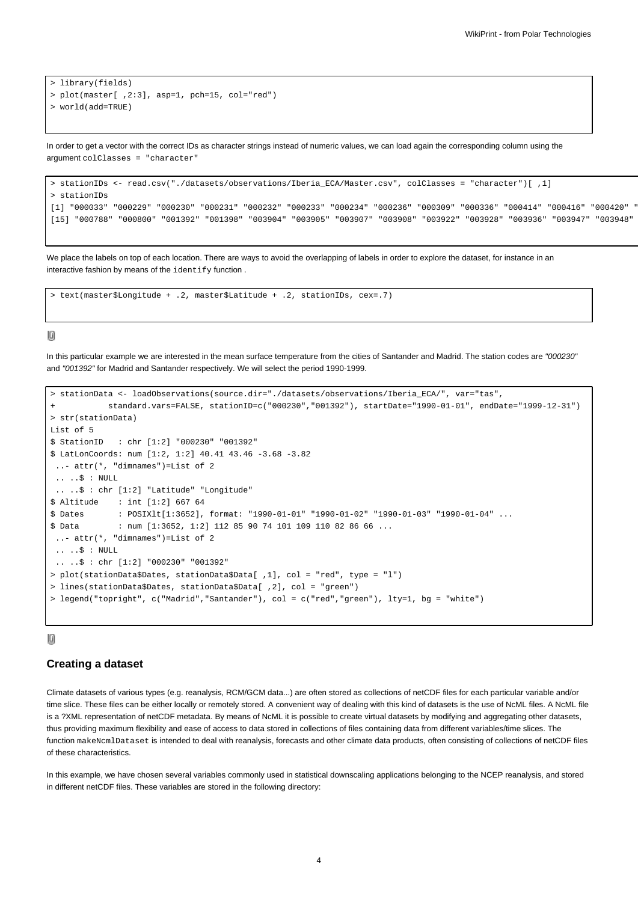```
> library(fields)
> plot(master[ ,2:3], asp=1, pch=15, col="red")
> world(add=TRUE)
```

In order to get a vector with the correct IDs as character strings instead of numeric values, we can load again the corresponding column using the argument `colClasses = "character"`

```
> stationIDs <- read.csv("./datasets/observations/Iberia_ECA/Master.csv", colClasses = "character")[ ,1]
> stationIDs
[1] "000033" "000229" "000230" "000231" "000232" "000233" "000234" "000236" "000309" "000336" "000414" "000416" "000420" "
[15] "000788" "000800" "001392" "001398" "003904" "003905" "003907" "003908" "003922" "003928" "003936" "003947" "003948"
```

We place the labels on top of each location. There are ways to avoid the overlapping of labels in order to explore the dataset, for instance in an interactive fashion by means of the `identify` function .

```
> text(master$Longitude + .2, master$Latitude + .2, stationIDs, cex=.7)
```

In this particular example we are interested in the mean surface temperature from the cities of Santander and Madrid. The station codes are *"000230"* and *"001392"* for Madrid and Santander respectively. We will select the period 1990-1999.

```
> stationData <- loadObservations(source.dir="./datasets/observations/Iberia_ECA/", var="tas",
+           standard.vars=FALSE, stationID=c("000230","001392"), startDate="1990-01-01", endDate="1999-12-31")
> str(stationData)
List of 5
$ StationID   : chr [1:2] "000230" "001392"
$ LatLonCoords: num [1:2, 1:2] 40.41 43.46 -3.68 -3.82
 ..- attr(*, "dimnames")=List of 2
 .. ..$ : NULL
 .. ..$ : chr [1:2] "Latitude" "Longitude"
$ Altitude    : int [1:2] 667 64
$ Dates       : POSIXlt[1:3652], format: "1990-01-01" "1990-01-02" "1990-01-03" "1990-01-04" ...
$ Data        : num [1:3652, 1:2] 112 85 90 74 101 109 110 82 86 66 ...
 ..- attr(*, "dimnames")=List of 2
 .. ..$ : NULL
 .. ..$ : chr [1:2] "000230" "001392"
> plot(stationData$Dates, stationData$Data[ ,1], col = "red", type = "l")
> lines(stationData$Dates, stationData$Data[ ,2], col = "green")
> legend("topright", c("Madrid","Santander"), col = c("red","green"), lty=1, bg = "white")
```

## Creating a dataset

Climate datasets of various types (e.g. reanalysis, RCM/GCM data...) are often stored as collections of netCDF files for each particular variable and/or time slice. These files can be either locally or remotely stored. A convenient way of dealing with this kind of datasets is the use of NcML files. A NcML file is a ?XML representation of netCDF metadata. By means of NcML it is possible to create virtual datasets by modifying and aggregating other datasets, thus providing maximum flexibility and ease of access to data stored in collections of files containing data from different variables/time slices. The function `makeNcmlDataset` is intended to deal with reanalysis, forecasts and other climate data products, often consisting of collections of netCDF files of these characteristics.

In this example, we have chosen several variables commonly used in statistical downscaling applications belonging to the NCEP reanalysis, and stored in different netCDF files. These variables are stored in the following directory: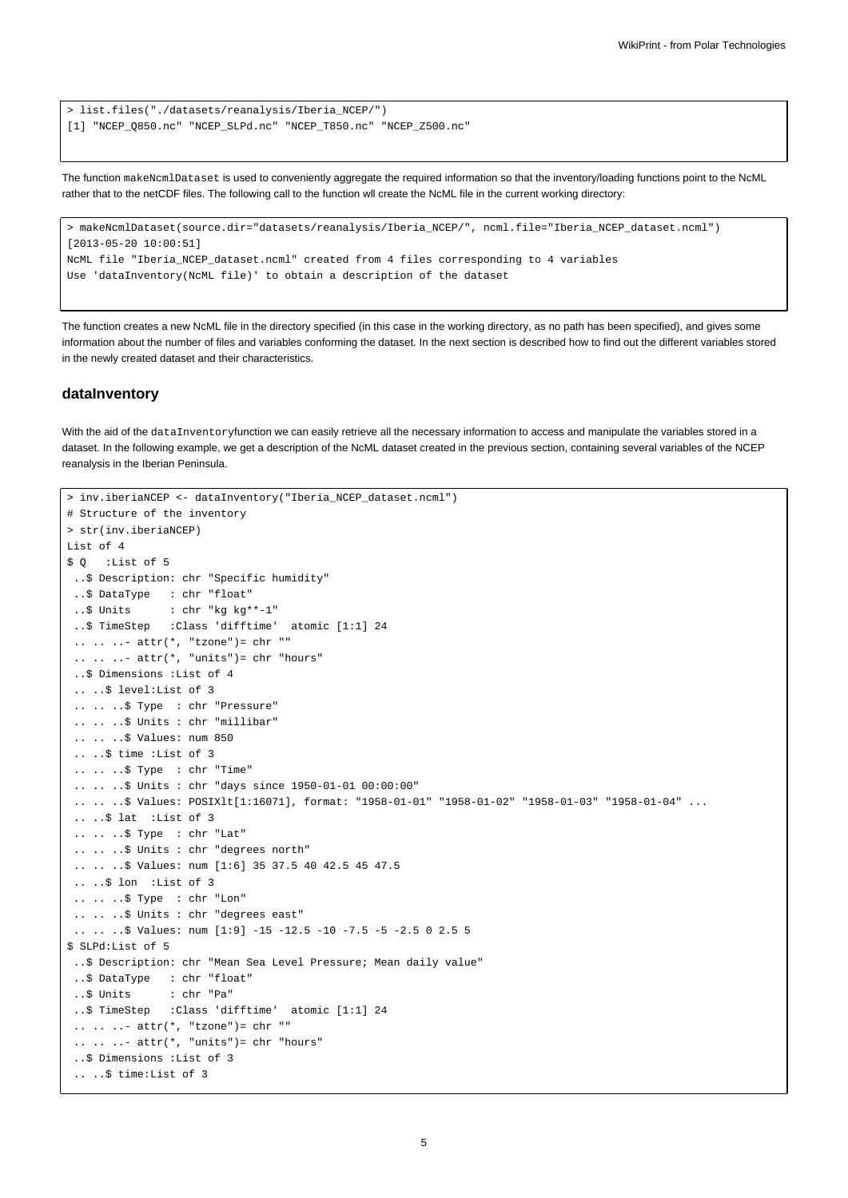```
> list.files("./datasets/reanalysis/Iberia_NCEP/")
[1] "NCEP_Q850.nc" "NCEP_SLPd.nc" "NCEP_T850.nc" "NCEP_Z500.nc"
```

The function `makeNcmlDataset` is used to conveniently aggregate the required information so that the inventory/loading functions point to the NcML rather that to the netCDF files. The following call to the function wll create the NcML file in the current working directory:

```
> makeNcmlDataset(source.dir="datasets/reanalysis/Iberia_NCEP/", ncml.file="Iberia_NCEP_dataset.ncml")
[2013-05-20 10:00:51]
NcML file "Iberia_NCEP_dataset.ncml" created from 4 files corresponding to 4 variables
Use 'dataInventory(NcML file)' to obtain a description of the dataset
```

The function creates a new NcML file in the directory specified (in this case in the working directory, as no path has been specified), and gives some information about the number of files and variables conforming the dataset. In the next section is described how to find out the different variables stored in the newly created dataset and their characteristics.

## dataInventory

With the aid of the `dataInventory`function we can easily retrieve all the necessary information to access and manipulate the variables stored in a dataset. In the following example, we get a description of the NcML dataset created in the previous section, containing several variables of the NCEP reanalysis in the Iberian Peninsula.

```
> inv.iberiaNCEP <- dataInventory("Iberia_NCEP_dataset.ncml")
# Structure of the inventory
> str(inv.iberiaNCEP)
List of 4
$ Q   :List of 5
 ..$ Description: chr "Specific humidity"
 ..$ DataType   : chr "float"
 ..$ Units      : chr "kg kg**-1"
 ..$ TimeStep   :Class 'difftime'  atomic [1:1] 24
 .. .. ..- attr(*, "tzone")= chr ""
 .. .. ..- attr(*, "units")= chr "hours"
 ..$ Dimensions :List of 4
 .. ..$ level:List of 3
 .. .. ..$ Type  : chr "Pressure"
 .. .. ..$ Units : chr "millibar"
 .. .. ..$ Values: num 850
 .. ..$ time :List of 3
 .. .. ..$ Type  : chr "Time"
 .. .. ..$ Units : chr "days since 1950-01-01 00:00:00"
 .. .. ..$ Values: POSIXlt[1:16071], format: "1958-01-01" "1958-01-02" "1958-01-03" "1958-01-04" ...
 .. ..$ lat  :List of 3
 .. .. ..$ Type  : chr "Lat"
 .. .. ..$ Units : chr "degrees north"
 .. .. ..$ Values: num [1:6] 35 37.5 40 42.5 45 47.5
 .. ..$ lon  :List of 3
 .. .. ..$ Type  : chr "Lon"
 .. .. ..$ Units : chr "degrees east"
 .. .. ..$ Values: num [1:9] -15 -12.5 -10 -7.5 -5 -2.5 0 2.5 5
$ SLPd:List of 5
 ..$ Description: chr "Mean Sea Level Pressure; Mean daily value"
 ..$ DataType   : chr "float"
 ..$ Units      : chr "Pa"
 ..$ TimeStep   :Class 'difftime'  atomic [1:1] 24
 .. .. ..- attr(*, "tzone")= chr ""
 .. .. ..- attr(*, "units")= chr "hours"
 ..$ Dimensions :List of 3
 .. ..$ time:List of 3
```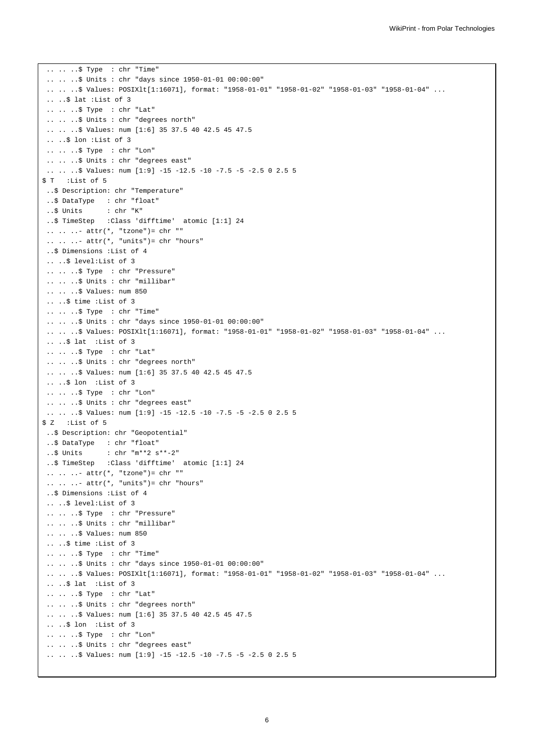```
 .. .. ..$ Type  : chr "Time"
 .. .. ..$ Units : chr "days since 1950-01-01 00:00:00"
 .. .. ..$ Values: POSIXlt[1:16071], format: "1958-01-01" "1958-01-02" "1958-01-03" "1958-01-04" ...
 .. ..$ lat :List of 3
 .. .. ..$ Type  : chr "Lat"
 .. .. ..$ Units : chr "degrees north"
 .. .. ..$ Values: num [1:6] 35 37.5 40 42.5 45 47.5
 .. ..$ lon :List of 3
 .. .. ..$ Type  : chr "Lon"
 .. .. ..$ Units : chr "degrees east"
 .. .. ..$ Values: num [1:9] -15 -12.5 -10 -7.5 -5 -2.5 0 2.5 5
$ T   :List of 5
 ..$ Description: chr "Temperature"
 ..$ DataType   : chr "float"
 ..$ Units      : chr "K"
 ..$ TimeStep   :Class 'difftime'  atomic [1:1] 24
 .. .. ..- attr(*, "tzone")= chr ""
 .. .. ..- attr(*, "units")= chr "hours"
 ..$ Dimensions :List of 4
 .. ..$ level:List of 3
 .. .. ..$ Type  : chr "Pressure"
 .. .. ..$ Units : chr "millibar"
 .. .. ..$ Values: num 850
 .. ..$ time :List of 3
 .. .. ..$ Type  : chr "Time"
 .. .. ..$ Units : chr "days since 1950-01-01 00:00:00"
 .. .. ..$ Values: POSIXlt[1:16071], format: "1958-01-01" "1958-01-02" "1958-01-03" "1958-01-04" ...
 .. ..$ lat  :List of 3
 .. .. ..$ Type  : chr "Lat"
 .. .. ..$ Units : chr "degrees north"
 .. .. ..$ Values: num [1:6] 35 37.5 40 42.5 45 47.5
 .. ..$ lon  :List of 3
 .. .. ..$ Type  : chr "Lon"
 .. .. ..$ Units : chr "degrees east"
 .. .. ..$ Values: num [1:9] -15 -12.5 -10 -7.5 -5 -2.5 0 2.5 5
$ Z   :List of 5
 ..$ Description: chr "Geopotential"
 ..$ DataType   : chr "float"
 ..$ Units      : chr "m**2 s**-2"
 ..$ TimeStep   :Class 'difftime'  atomic [1:1] 24
 .. .. ..- attr(*, "tzone")= chr ""
 .. .. ..- attr(*, "units")= chr "hours"
 ..$ Dimensions :List of 4
 .. ..$ level:List of 3
 .. .. ..$ Type  : chr "Pressure"
 .. .. ..$ Units : chr "millibar"
 .. .. ..$ Values: num 850
 .. ..$ time :List of 3
 .. .. ..$ Type  : chr "Time"
 .. .. ..$ Units : chr "days since 1950-01-01 00:00:00"
 .. .. ..$ Values: POSIXlt[1:16071], format: "1958-01-01" "1958-01-02" "1958-01-03" "1958-01-04" ...
 .. ..$ lat  :List of 3
 .. .. ..$ Type  : chr "Lat"
 .. .. ..$ Units : chr "degrees north"
 .. .. ..$ Values: num [1:6] 35 37.5 40 42.5 45 47.5
 .. ..$ lon  :List of 3
 .. .. ..$ Type  : chr "Lon"
 .. .. ..$ Units : chr "degrees east"
 .. .. ..$ Values: num [1:9] -15 -12.5 -10 -7.5 -5 -2.5 0 2.5 5
```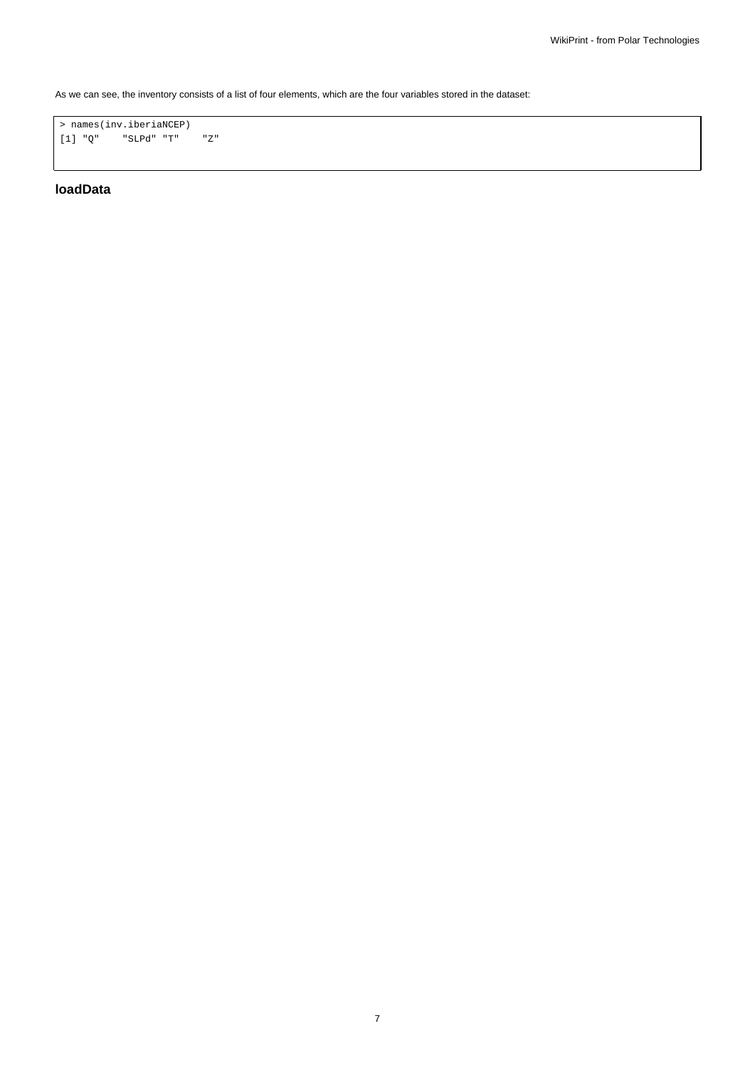As we can see, the inventory consists of a list of four elements, which are the four variables stored in the dataset:

```
> names(inv.iberiaNCEP)
[1] "Q"    "SLPd" "T"    "Z"
```

### loadData